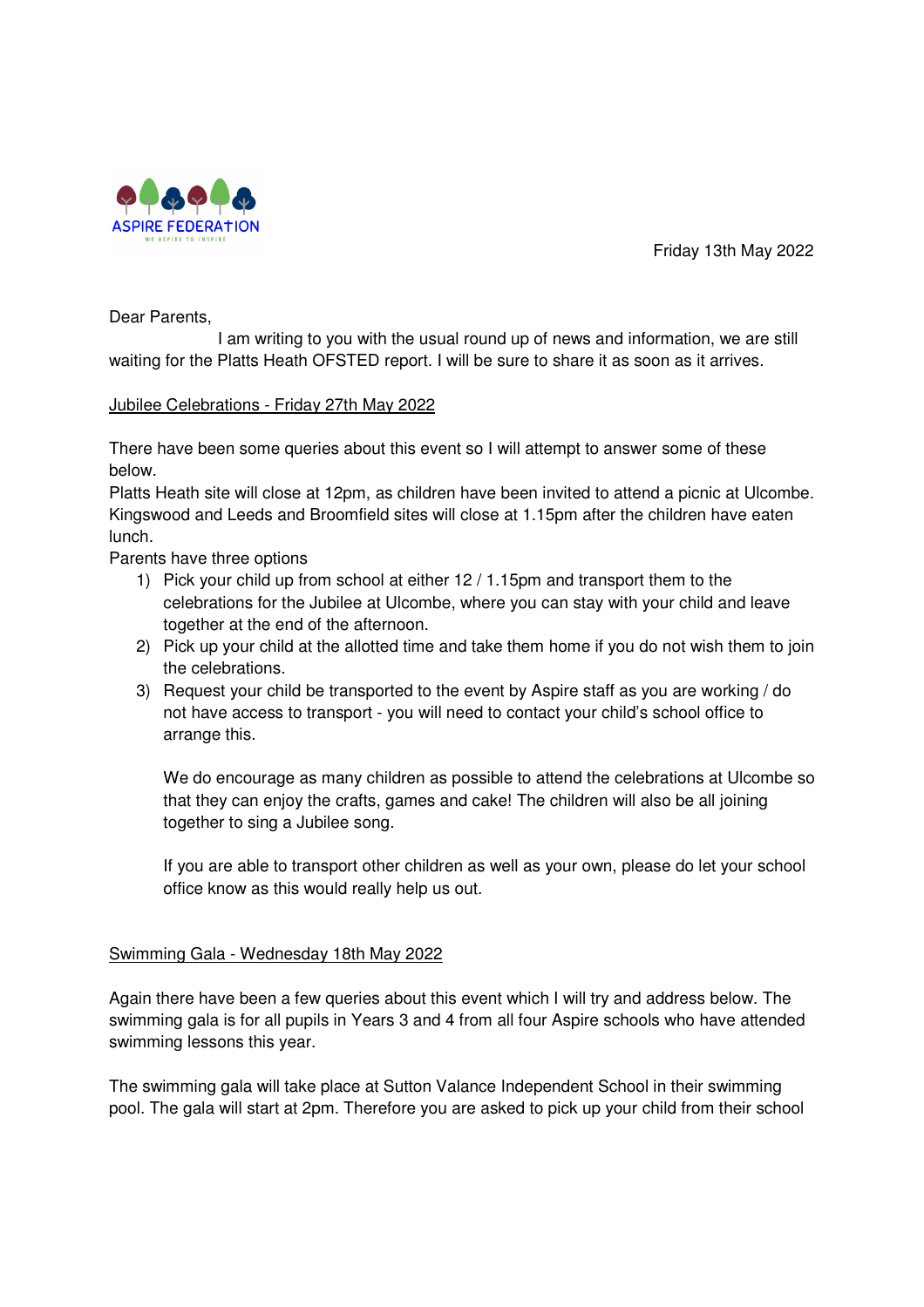ASPIRE FEDERATION

WE ASPIRE TO INSPIRE

Friday 13th May 2022

Dear Parents,

I am writing to you with the usual round up of news and information, we are still waiting for the Platts Heath OFSTED report. I will be sure to share it as soon as it arrives.

<u>Jubilee Celebrations - Friday 27th May 2022</u>

There have been some queries about this event so I will attempt to answer some of these below.

Platts Heath site will close at 12pm, as children have been invited to attend a picnic at Ulcombe. Kingswood and Leeds and Broomfield sites will close at 1.15pm after the children have eaten lunch.

Parents have three options

1) Pick your child up from school at either 12 / 1.15pm and transport them to the celebrations for the Jubilee at Ulcombe, where you can stay with your child and leave together at the end of the afternoon.
2) Pick up your child at the allotted time and take them home if you do not wish them to join the celebrations.
3) Request your child be transported to the event by Aspire staff as you are working / do not have access to transport - you will need to contact your child's school office to arrange this.

   We do encourage as many children as possible to attend the celebrations at Ulcombe so that they can enjoy the crafts, games and cake! The children will also be all joining together to sing a Jubilee song.

   If you are able to transport other children as well as your own, please do let your school office know as this would really help us out.

<u>Swimming Gala - Wednesday 18th May 2022</u>

Again there have been a few queries about this event which I will try and address below. The swimming gala is for all pupils in Years 3 and 4 from all four Aspire schools who have attended swimming lessons this year.

The swimming gala will take place at Sutton Valance Independent School in their swimming pool. The gala will start at 2pm. Therefore you are asked to pick up your child from their school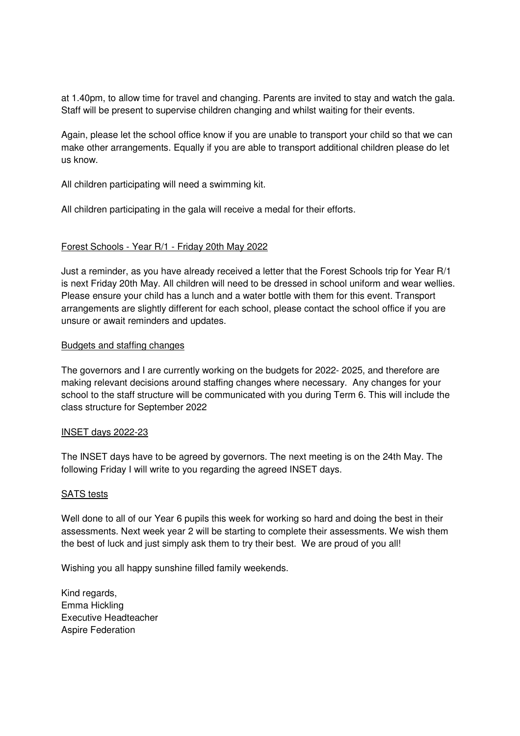at 1.40pm, to allow time for travel and changing. Parents are invited to stay and watch the gala. Staff will be present to supervise children changing and whilst waiting for their events.

Again, please let the school office know if you are unable to transport your child so that we can make other arrangements. Equally if you are able to transport additional children please do let us know.

All children participating will need a swimming kit.

All children participating in the gala will receive a medal for their efforts.

<u>Forest Schools - Year R/1 - Friday 20th May 2022</u>

Just a reminder, as you have already received a letter that the Forest Schools trip for Year R/1 is next Friday 20th May. All children will need to be dressed in school uniform and wear wellies. Please ensure your child has a lunch and a water bottle with them for this event. Transport arrangements are slightly different for each school, please contact the school office if you are unsure or await reminders and updates.

<u>Budgets and staffing changes</u>

The governors and I are currently working on the budgets for 2022- 2025, and therefore are making relevant decisions around staffing changes where necessary. Any changes for your school to the staff structure will be communicated with you during Term 6. This will include the class structure for September 2022

<u>INSET days 2022-23</u>

The INSET days have to be agreed by governors. The next meeting is on the 24th May. The following Friday I will write to you regarding the agreed INSET days.

<u>SATS tests</u>

Well done to all of our Year 6 pupils this week for working so hard and doing the best in their assessments. Next week year 2 will be starting to complete their assessments. We wish them the best of luck and just simply ask them to try their best. We are proud of you all!

Wishing you all happy sunshine filled family weekends.

Kind regards,  
Emma Hickling  
Executive Headteacher  
Aspire Federation